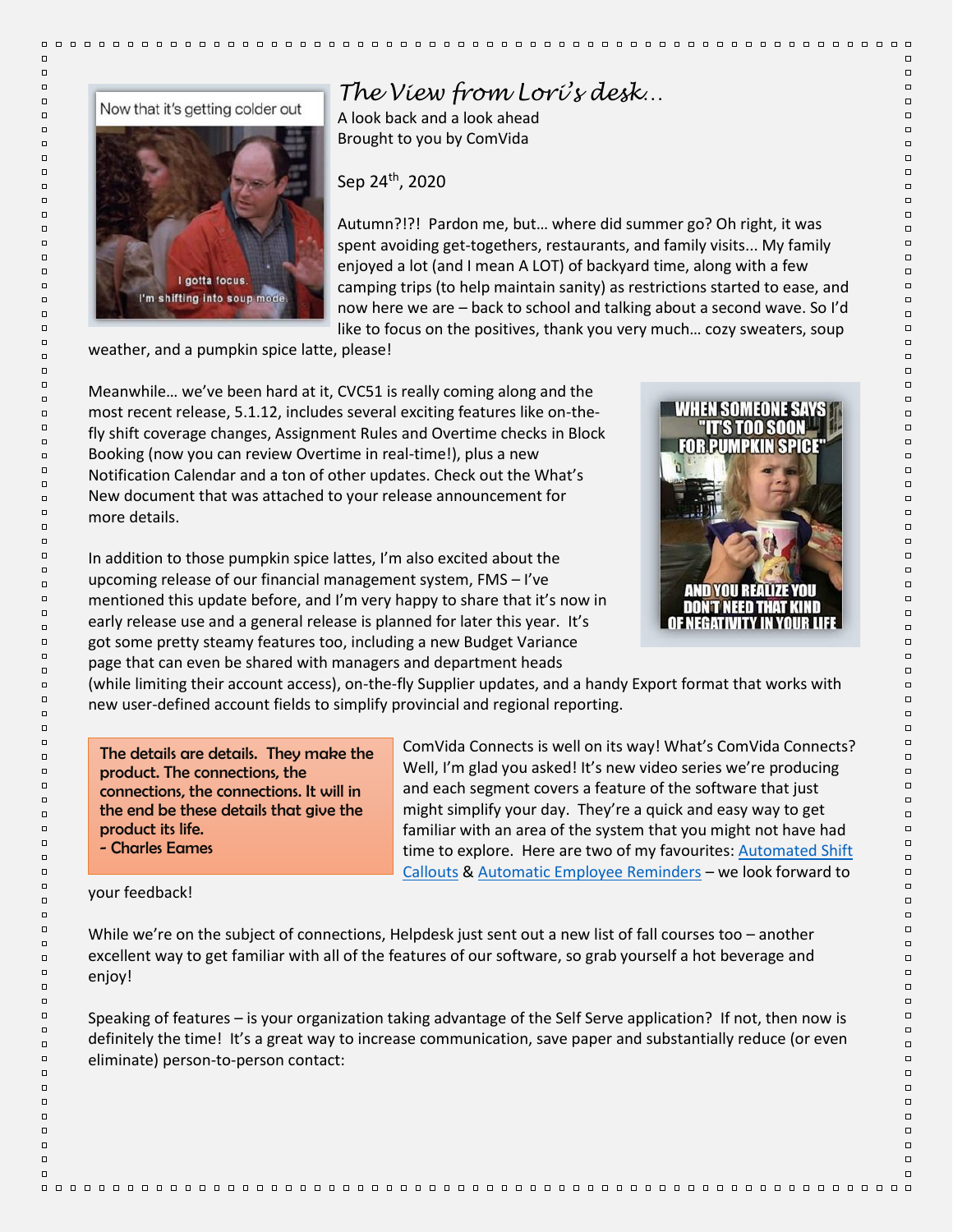# *The View from Lori's desk…*

A look back and a look ahead
Brought to you by ComVida

Sep 24th, 2020

Autumn?!?! Pardon me, but… where did summer go? Oh right, it was spent avoiding get-togethers, restaurants, and family visits... My family enjoyed a lot (and I mean A LOT) of backyard time, along with a few camping trips (to help maintain sanity) as restrictions started to ease, and now here we are – back to school and talking about a second wave. So I'd like to focus on the positives, thank you very much… cozy sweaters, soup weather, and a pumpkin spice latte, please!

Meanwhile… we've been hard at it, CVC51 is really coming along and the most recent release, 5.1.12, includes several exciting features like on-the-fly shift coverage changes, Assignment Rules and Overtime checks in Block Booking (now you can review Overtime in real-time!), plus a new Notification Calendar and a ton of other updates. Check out the What's New document that was attached to your release announcement for more details.

In addition to those pumpkin spice lattes, I'm also excited about the upcoming release of our financial management system, FMS – I've mentioned this update before, and I'm very happy to share that it's now in early release use and a general release is planned for later this year. It's got some pretty steamy features too, including a new Budget Variance page that can even be shared with managers and department heads (while limiting their account access), on-the-fly Supplier updates, and a handy Export format that works with new user-defined account fields to simplify provincial and regional reporting.

> The details are details. They make the product. The connections, the connections, the connections. It will in the end be these details that give the product its life.
> - Charles Eames

ComVida Connects is well on its way! What's ComVida Connects? Well, I'm glad you asked! It's new video series we're producing and each segment covers a feature of the software that just might simplify your day. They're a quick and easy way to get familiar with an area of the system that you might not have had time to explore. Here are two of my favourites: Automated Shift Callouts & Automatic Employee Reminders – we look forward to your feedback!

While we're on the subject of connections, Helpdesk just sent out a new list of fall courses too – another excellent way to get familiar with all of the features of our software, so grab yourself a hot beverage and enjoy!

Speaking of features – is your organization taking advantage of the Self Serve application? If not, then now is definitely the time! It's a great way to increase communication, save paper and substantially reduce (or even eliminate) person-to-person contact: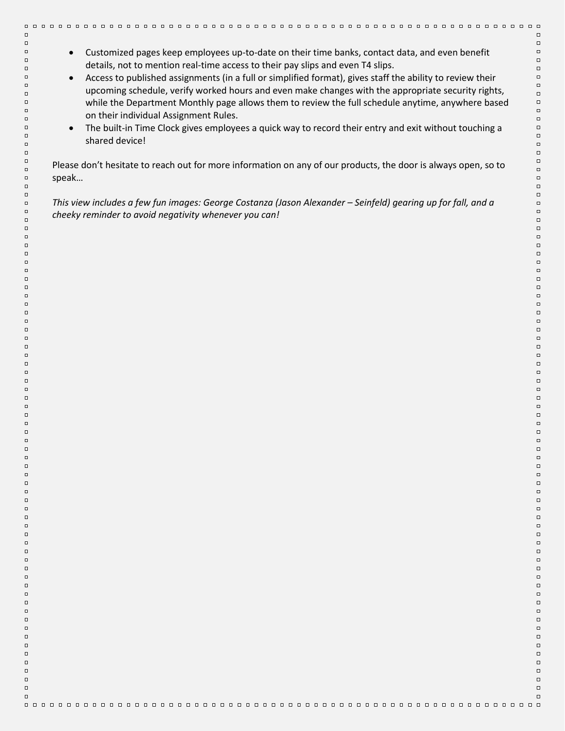- Customized pages keep employees up-to-date on their time banks, contact data, and even benefit details, not to mention real-time access to their pay slips and even T4 slips.
- Access to published assignments (in a full or simplified format), gives staff the ability to review their upcoming schedule, verify worked hours and even make changes with the appropriate security rights, while the Department Monthly page allows them to review the full schedule anytime, anywhere based on their individual Assignment Rules.
- The built-in Time Clock gives employees a quick way to record their entry and exit without touching a shared device!

Please don't hesitate to reach out for more information on any of our products, the door is always open, so to speak…

*This view includes a few fun images: George Costanza (Jason Alexander – Seinfeld) gearing up for fall, and a cheeky reminder to avoid negativity whenever you can!*